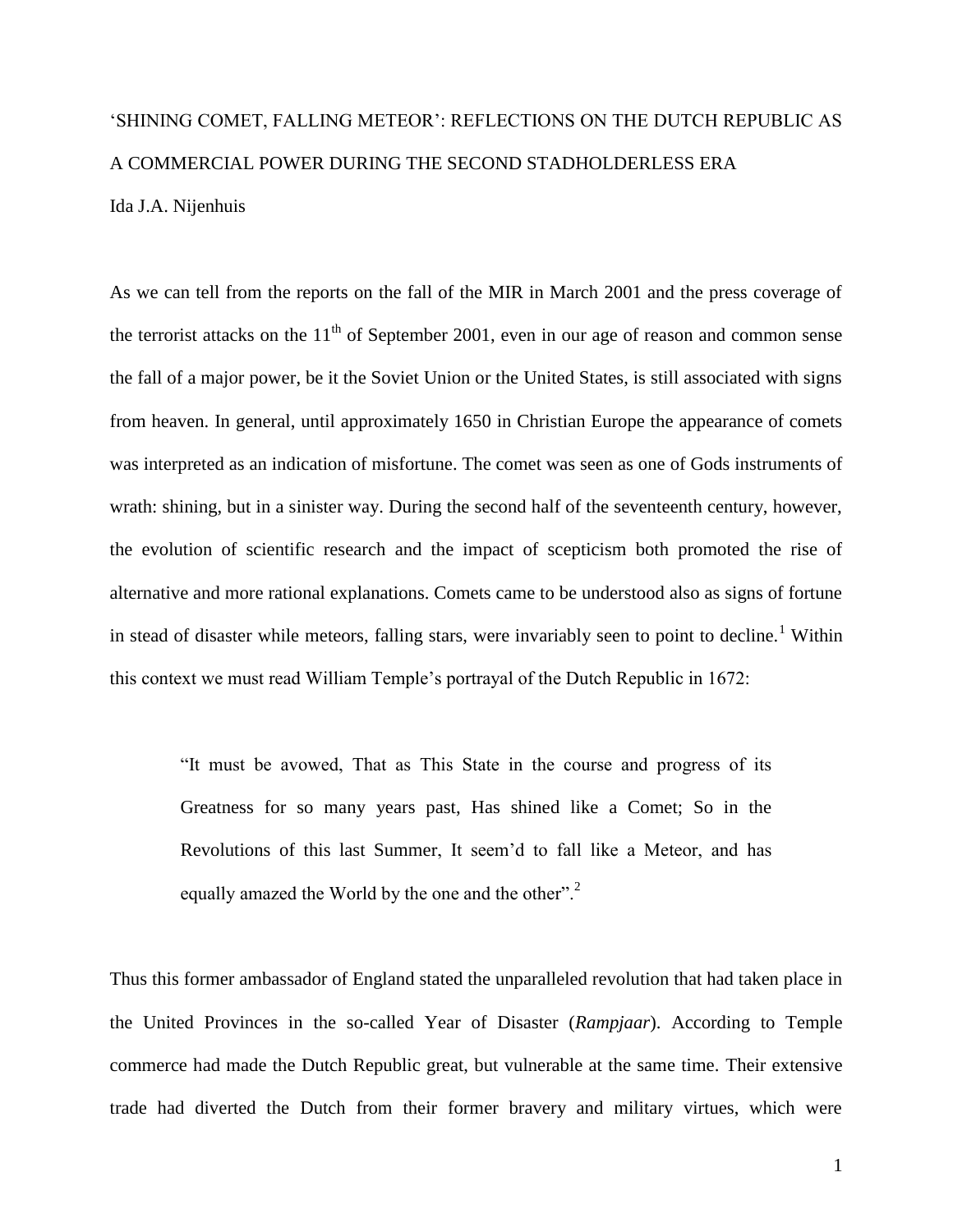# 'SHINING COMET, FALLING METEOR': REFLECTIONS ON THE DUTCH REPUBLIC AS A COMMERCIAL POWER DURING THE SECOND STADHOLDERLESS ERA

Ida J.A. Nijenhuis

As we can tell from the reports on the fall of the MIR in March 2001 and the press coverage of the terrorist attacks on the 11th of September 2001, even in our age of reason and common sense the fall of a major power, be it the Soviet Union or the United States, is still associated with signs from heaven. In general, until approximately 1650 in Christian Europe the appearance of comets was interpreted as an indication of misfortune. The comet was seen as one of Gods instruments of wrath: shining, but in a sinister way. During the second half of the seventeenth century, however, the evolution of scientific research and the impact of scepticism both promoted the rise of alternative and more rational explanations. Comets came to be understood also as signs of fortune in stead of disaster while meteors, falling stars, were invariably seen to point to decline.[1] Within this context we must read William Temple's portrayal of the Dutch Republic in 1672:

> "It must be avowed, That as This State in the course and progress of its Greatness for so many years past, Has shined like a Comet; So in the Revolutions of this last Summer, It seem'd to fall like a Meteor, and has equally amazed the World by the one and the other".[2]

Thus this former ambassador of England stated the unparalleled revolution that had taken place in the United Provinces in the so-called Year of Disaster (*Rampjaar*). According to Temple commerce had made the Dutch Republic great, but vulnerable at the same time. Their extensive trade had diverted the Dutch from their former bravery and military virtues, which were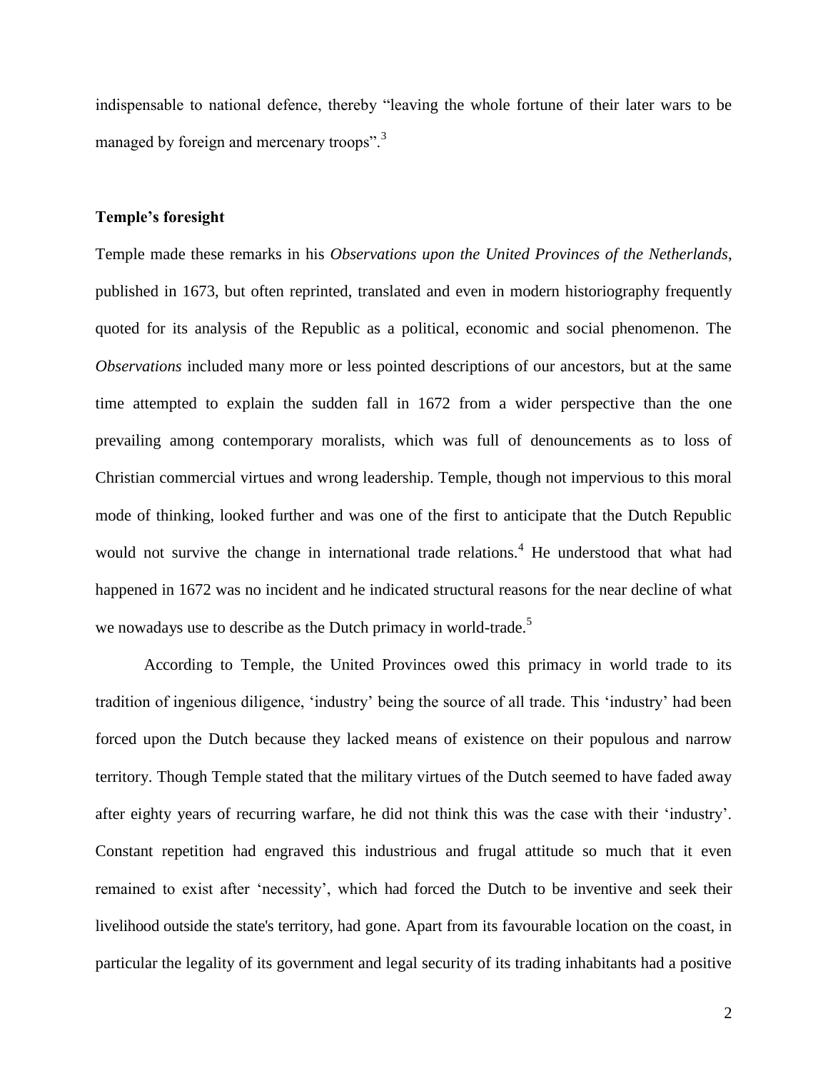indispensable to national defence, thereby "leaving the whole fortune of their later wars to be managed by foreign and mercenary troops".[3]

## Temple's foresight

Temple made these remarks in his *Observations upon the United Provinces of the Netherlands*, published in 1673, but often reprinted, translated and even in modern historiography frequently quoted for its analysis of the Republic as a political, economic and social phenomenon. The *Observations* included many more or less pointed descriptions of our ancestors, but at the same time attempted to explain the sudden fall in 1672 from a wider perspective than the one prevailing among contemporary moralists, which was full of denouncements as to loss of Christian commercial virtues and wrong leadership. Temple, though not impervious to this moral mode of thinking, looked further and was one of the first to anticipate that the Dutch Republic would not survive the change in international trade relations.[4] He understood that what had happened in 1672 was no incident and he indicated structural reasons for the near decline of what we nowadays use to describe as the Dutch primacy in world-trade.[5]

According to Temple, the United Provinces owed this primacy in world trade to its tradition of ingenious diligence, 'industry' being the source of all trade. This 'industry' had been forced upon the Dutch because they lacked means of existence on their populous and narrow territory. Though Temple stated that the military virtues of the Dutch seemed to have faded away after eighty years of recurring warfare, he did not think this was the case with their 'industry'. Constant repetition had engraved this industrious and frugal attitude so much that it even remained to exist after 'necessity', which had forced the Dutch to be inventive and seek their livelihood outside the state's territory, had gone. Apart from its favourable location on the coast, in particular the legality of its government and legal security of its trading inhabitants had a positive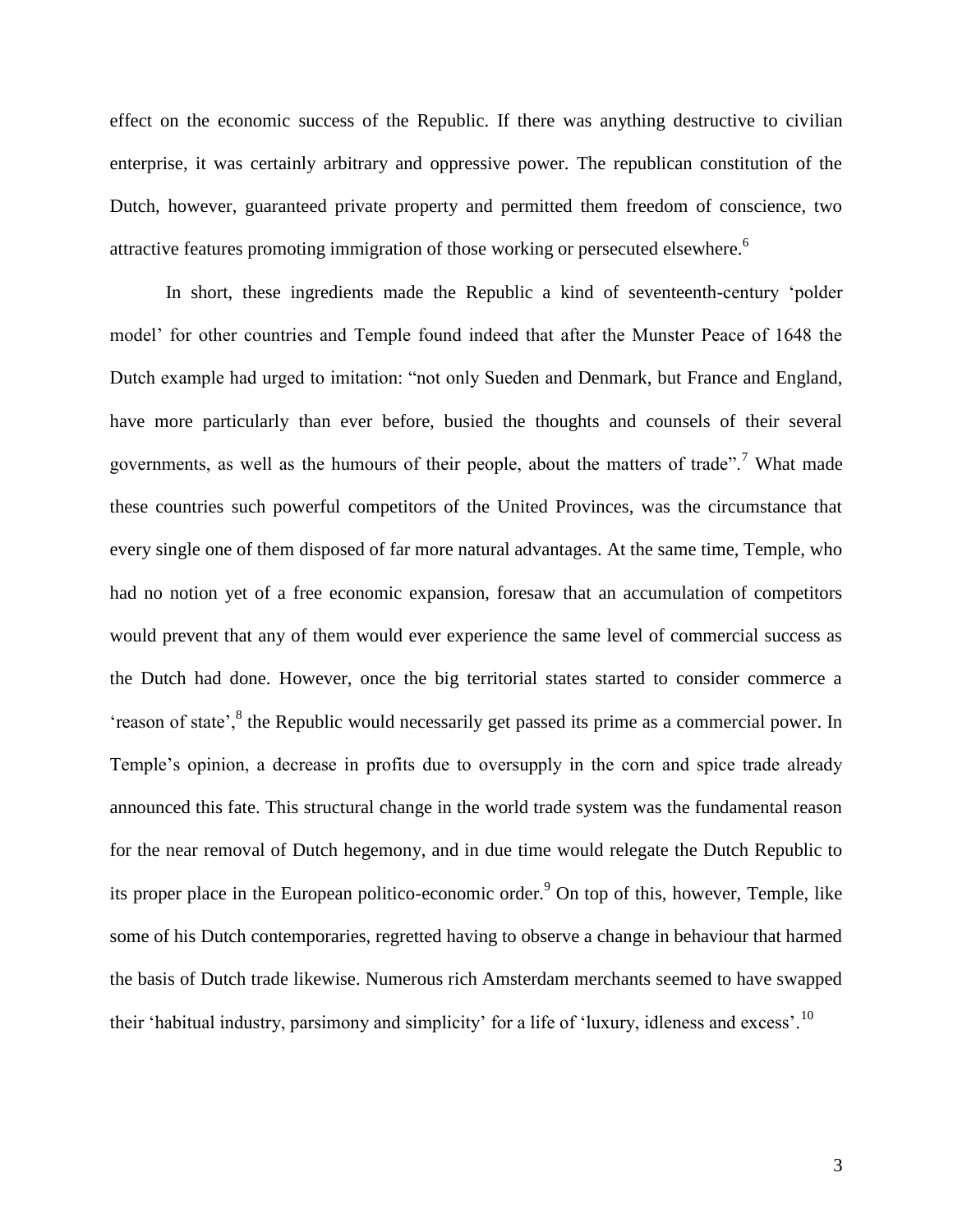effect on the economic success of the Republic. If there was anything destructive to civilian enterprise, it was certainly arbitrary and oppressive power. The republican constitution of the Dutch, however, guaranteed private property and permitted them freedom of conscience, two attractive features promoting immigration of those working or persecuted elsewhere.[6]

In short, these ingredients made the Republic a kind of seventeenth-century 'polder model' for other countries and Temple found indeed that after the Munster Peace of 1648 the Dutch example had urged to imitation: "not only Sueden and Denmark, but France and England, have more particularly than ever before, busied the thoughts and counsels of their several governments, as well as the humours of their people, about the matters of trade".[7] What made these countries such powerful competitors of the United Provinces, was the circumstance that every single one of them disposed of far more natural advantages. At the same time, Temple, who had no notion yet of a free economic expansion, foresaw that an accumulation of competitors would prevent that any of them would ever experience the same level of commercial success as the Dutch had done. However, once the big territorial states started to consider commerce a 'reason of state',[8] the Republic would necessarily get passed its prime as a commercial power. In Temple's opinion, a decrease in profits due to oversupply in the corn and spice trade already announced this fate. This structural change in the world trade system was the fundamental reason for the near removal of Dutch hegemony, and in due time would relegate the Dutch Republic to its proper place in the European politico-economic order.[9] On top of this, however, Temple, like some of his Dutch contemporaries, regretted having to observe a change in behaviour that harmed the basis of Dutch trade likewise. Numerous rich Amsterdam merchants seemed to have swapped their 'habitual industry, parsimony and simplicity' for a life of 'luxury, idleness and excess'.[10]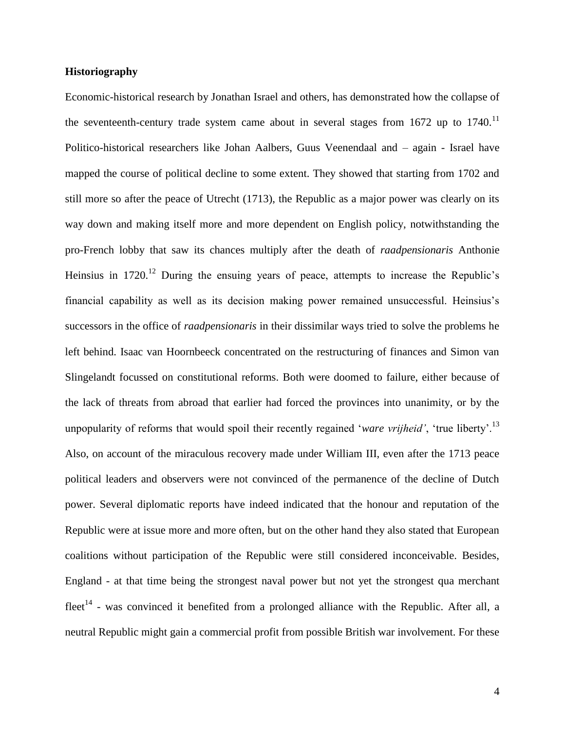**Historiography**

Economic-historical research by Jonathan Israel and others, has demonstrated how the collapse of the seventeenth-century trade system came about in several stages from 1672 up to 1740.[11] Politico-historical researchers like Johan Aalbers, Guus Veenendaal and – again - Israel have mapped the course of political decline to some extent. They showed that starting from 1702 and still more so after the peace of Utrecht (1713), the Republic as a major power was clearly on its way down and making itself more and more dependent on English policy, notwithstanding the pro-French lobby that saw its chances multiply after the death of *raadpensionaris* Anthonie Heinsius in 1720.[12] During the ensuing years of peace, attempts to increase the Republic's financial capability as well as its decision making power remained unsuccessful. Heinsius's successors in the office of *raadpensionaris* in their dissimilar ways tried to solve the problems he left behind. Isaac van Hoornbeeck concentrated on the restructuring of finances and Simon van Slingelandt focussed on constitutional reforms. Both were doomed to failure, either because of the lack of threats from abroad that earlier had forced the provinces into unanimity, or by the unpopularity of reforms that would spoil their recently regained '*ware vrijheid'*, 'true liberty'.[13] Also, on account of the miraculous recovery made under William III, even after the 1713 peace political leaders and observers were not convinced of the permanence of the decline of Dutch power. Several diplomatic reports have indeed indicated that the honour and reputation of the Republic were at issue more and more often, but on the other hand they also stated that European coalitions without participation of the Republic were still considered inconceivable. Besides, England - at that time being the strongest naval power but not yet the strongest qua merchant fleet[14] - was convinced it benefited from a prolonged alliance with the Republic. After all, a neutral Republic might gain a commercial profit from possible British war involvement. For these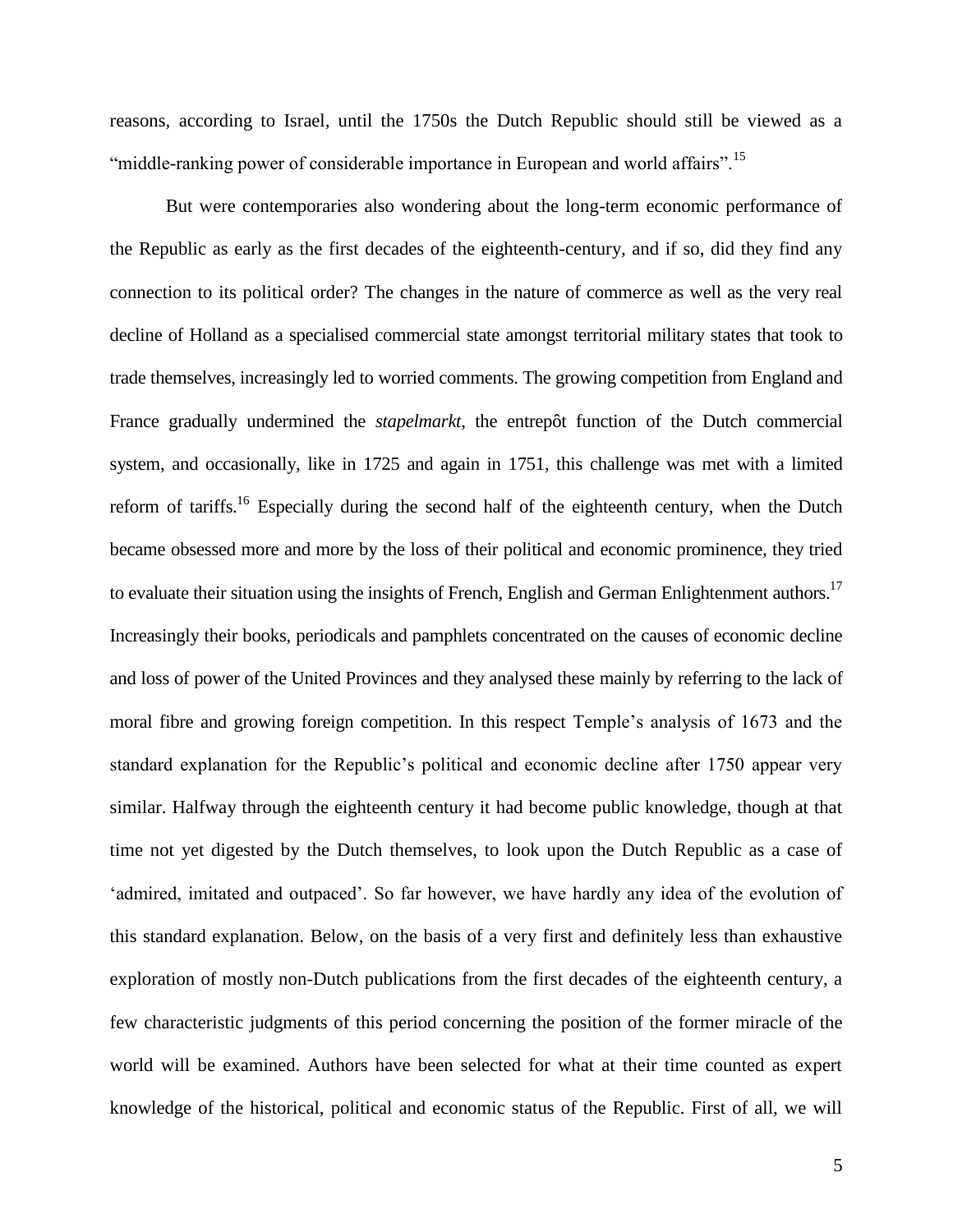reasons, according to Israel, until the 1750s the Dutch Republic should still be viewed as a "middle-ranking power of considerable importance in European and world affairs".[15]

But were contemporaries also wondering about the long-term economic performance of the Republic as early as the first decades of the eighteenth-century, and if so, did they find any connection to its political order? The changes in the nature of commerce as well as the very real decline of Holland as a specialised commercial state amongst territorial military states that took to trade themselves, increasingly led to worried comments. The growing competition from England and France gradually undermined the *stapelmarkt*, the entrepôt function of the Dutch commercial system, and occasionally, like in 1725 and again in 1751, this challenge was met with a limited reform of tariffs.[16] Especially during the second half of the eighteenth century, when the Dutch became obsessed more and more by the loss of their political and economic prominence, they tried to evaluate their situation using the insights of French, English and German Enlightenment authors.[17] Increasingly their books, periodicals and pamphlets concentrated on the causes of economic decline and loss of power of the United Provinces and they analysed these mainly by referring to the lack of moral fibre and growing foreign competition. In this respect Temple's analysis of 1673 and the standard explanation for the Republic's political and economic decline after 1750 appear very similar. Halfway through the eighteenth century it had become public knowledge, though at that time not yet digested by the Dutch themselves, to look upon the Dutch Republic as a case of 'admired, imitated and outpaced'. So far however, we have hardly any idea of the evolution of this standard explanation. Below, on the basis of a very first and definitely less than exhaustive exploration of mostly non-Dutch publications from the first decades of the eighteenth century, a few characteristic judgments of this period concerning the position of the former miracle of the world will be examined. Authors have been selected for what at their time counted as expert knowledge of the historical, political and economic status of the Republic. First of all, we will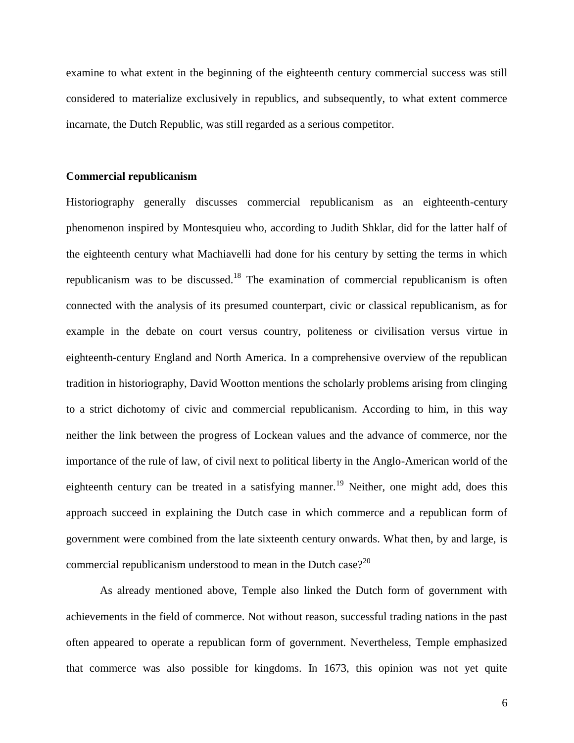examine to what extent in the beginning of the eighteenth century commercial success was still considered to materialize exclusively in republics, and subsequently, to what extent commerce incarnate, the Dutch Republic, was still regarded as a serious competitor.

## Commercial republicanism

Historiography generally discusses commercial republicanism as an eighteenth-century phenomenon inspired by Montesquieu who, according to Judith Shklar, did for the latter half of the eighteenth century what Machiavelli had done for his century by setting the terms in which republicanism was to be discussed.[18] The examination of commercial republicanism is often connected with the analysis of its presumed counterpart, civic or classical republicanism, as for example in the debate on court versus country, politeness or civilisation versus virtue in eighteenth-century England and North America. In a comprehensive overview of the republican tradition in historiography, David Wootton mentions the scholarly problems arising from clinging to a strict dichotomy of civic and commercial republicanism. According to him, in this way neither the link between the progress of Lockean values and the advance of commerce, nor the importance of the rule of law, of civil next to political liberty in the Anglo-American world of the eighteenth century can be treated in a satisfying manner.[19] Neither, one might add, does this approach succeed in explaining the Dutch case in which commerce and a republican form of government were combined from the late sixteenth century onwards. What then, by and large, is commercial republicanism understood to mean in the Dutch case?[20]

As already mentioned above, Temple also linked the Dutch form of government with achievements in the field of commerce. Not without reason, successful trading nations in the past often appeared to operate a republican form of government. Nevertheless, Temple emphasized that commerce was also possible for kingdoms. In 1673, this opinion was not yet quite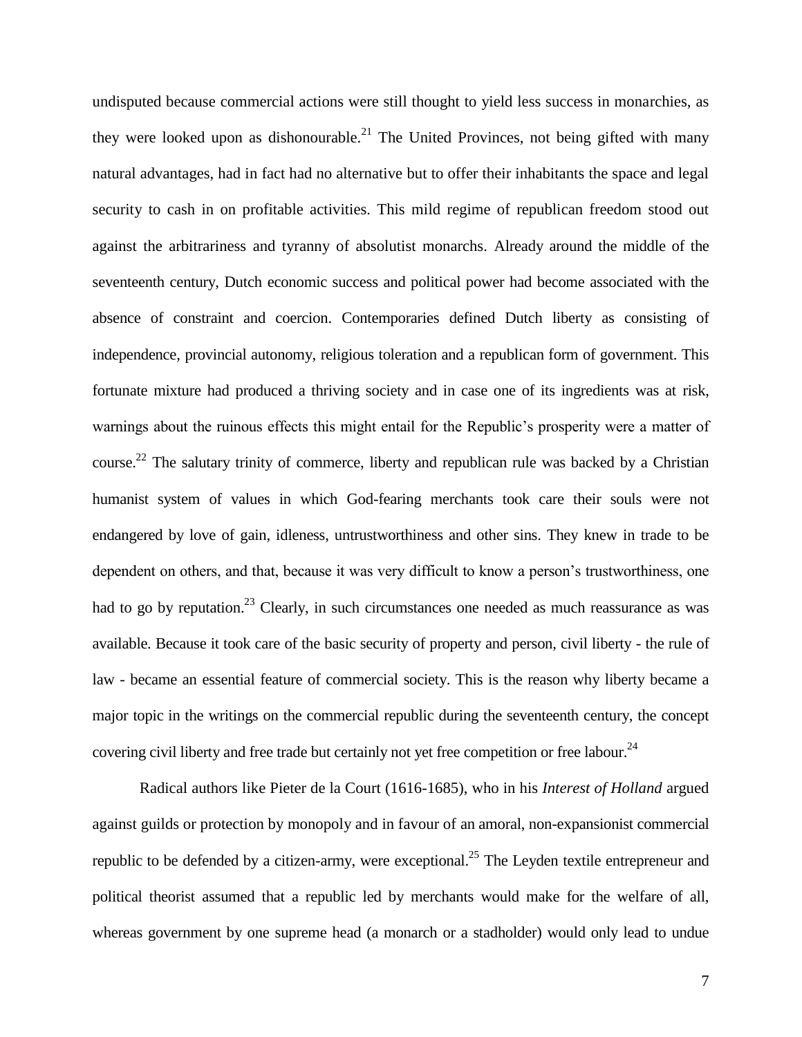undisputed because commercial actions were still thought to yield less success in monarchies, as they were looked upon as dishonourable.[21] The United Provinces, not being gifted with many natural advantages, had in fact had no alternative but to offer their inhabitants the space and legal security to cash in on profitable activities. This mild regime of republican freedom stood out against the arbitrariness and tyranny of absolutist monarchs. Already around the middle of the seventeenth century, Dutch economic success and political power had become associated with the absence of constraint and coercion. Contemporaries defined Dutch liberty as consisting of independence, provincial autonomy, religious toleration and a republican form of government. This fortunate mixture had produced a thriving society and in case one of its ingredients was at risk, warnings about the ruinous effects this might entail for the Republic's prosperity were a matter of course.[22] The salutary trinity of commerce, liberty and republican rule was backed by a Christian humanist system of values in which God-fearing merchants took care their souls were not endangered by love of gain, idleness, untrustworthiness and other sins. They knew in trade to be dependent on others, and that, because it was very difficult to know a person's trustworthiness, one had to go by reputation.[23] Clearly, in such circumstances one needed as much reassurance as was available. Because it took care of the basic security of property and person, civil liberty - the rule of law - became an essential feature of commercial society. This is the reason why liberty became a major topic in the writings on the commercial republic during the seventeenth century, the concept covering civil liberty and free trade but certainly not yet free competition or free labour.[24]

Radical authors like Pieter de la Court (1616-1685), who in his *Interest of Holland* argued against guilds or protection by monopoly and in favour of an amoral, non-expansionist commercial republic to be defended by a citizen-army, were exceptional.[25] The Leyden textile entrepreneur and political theorist assumed that a republic led by merchants would make for the welfare of all, whereas government by one supreme head (a monarch or a stadholder) would only lead to undue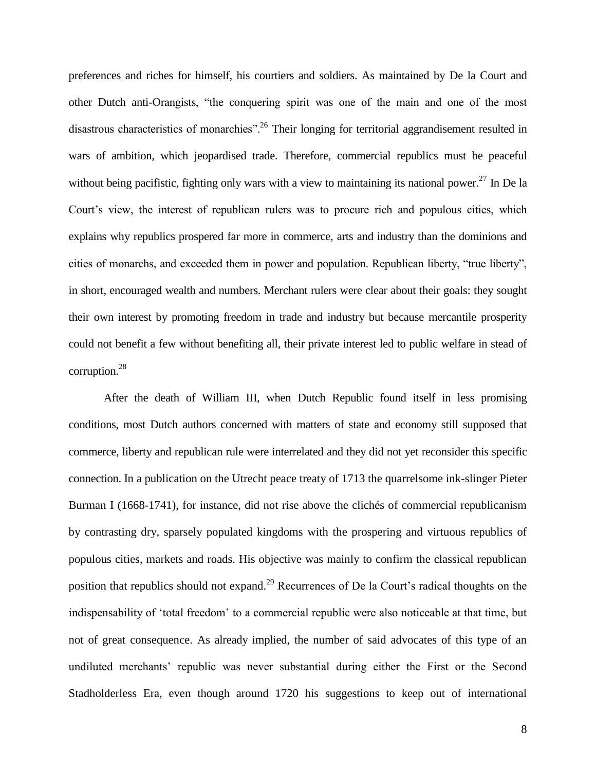preferences and riches for himself, his courtiers and soldiers. As maintained by De la Court and other Dutch anti-Orangists, "the conquering spirit was one of the main and one of the most disastrous characteristics of monarchies".[26] Their longing for territorial aggrandisement resulted in wars of ambition, which jeopardised trade. Therefore, commercial republics must be peaceful without being pacifistic, fighting only wars with a view to maintaining its national power.[27] In De la Court's view, the interest of republican rulers was to procure rich and populous cities, which explains why republics prospered far more in commerce, arts and industry than the dominions and cities of monarchs, and exceeded them in power and population. Republican liberty, "true liberty", in short, encouraged wealth and numbers. Merchant rulers were clear about their goals: they sought their own interest by promoting freedom in trade and industry but because mercantile prosperity could not benefit a few without benefiting all, their private interest led to public welfare in stead of corruption.[28]

After the death of William III, when Dutch Republic found itself in less promising conditions, most Dutch authors concerned with matters of state and economy still supposed that commerce, liberty and republican rule were interrelated and they did not yet reconsider this specific connection. In a publication on the Utrecht peace treaty of 1713 the quarrelsome ink-slinger Pieter Burman I (1668-1741), for instance, did not rise above the clichés of commercial republicanism by contrasting dry, sparsely populated kingdoms with the prospering and virtuous republics of populous cities, markets and roads. His objective was mainly to confirm the classical republican position that republics should not expand.[29] Recurrences of De la Court's radical thoughts on the indispensability of 'total freedom' to a commercial republic were also noticeable at that time, but not of great consequence. As already implied, the number of said advocates of this type of an undiluted merchants' republic was never substantial during either the First or the Second Stadholderless Era, even though around 1720 his suggestions to keep out of international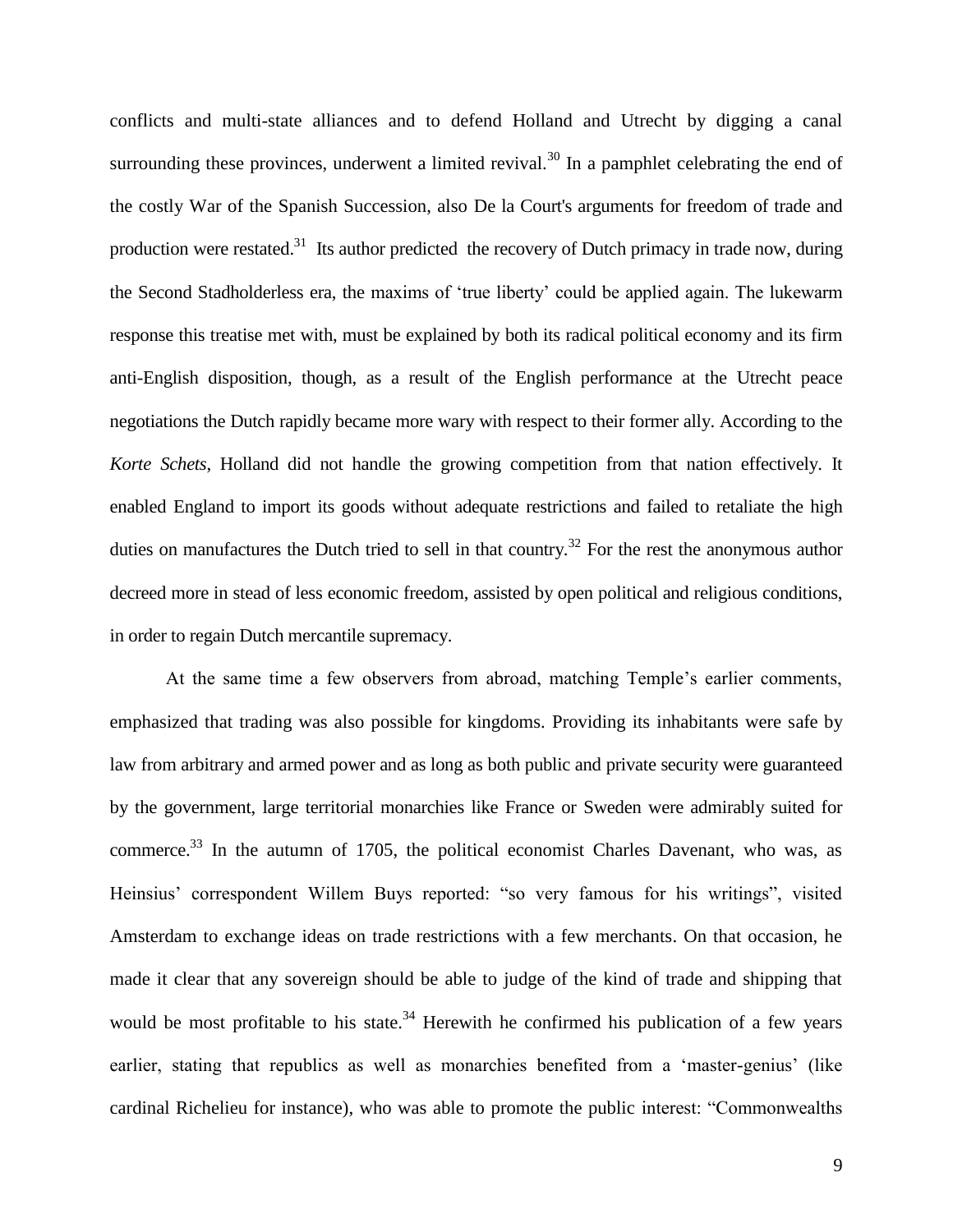conflicts and multi-state alliances and to defend Holland and Utrecht by digging a canal surrounding these provinces, underwent a limited revival.[30] In a pamphlet celebrating the end of the costly War of the Spanish Succession, also De la Court's arguments for freedom of trade and production were restated.[31] Its author predicted the recovery of Dutch primacy in trade now, during the Second Stadholderless era, the maxims of 'true liberty' could be applied again. The lukewarm response this treatise met with, must be explained by both its radical political economy and its firm anti-English disposition, though, as a result of the English performance at the Utrecht peace negotiations the Dutch rapidly became more wary with respect to their former ally. According to the *Korte Schets*, Holland did not handle the growing competition from that nation effectively. It enabled England to import its goods without adequate restrictions and failed to retaliate the high duties on manufactures the Dutch tried to sell in that country.[32] For the rest the anonymous author decreed more in stead of less economic freedom, assisted by open political and religious conditions, in order to regain Dutch mercantile supremacy.

At the same time a few observers from abroad, matching Temple's earlier comments, emphasized that trading was also possible for kingdoms. Providing its inhabitants were safe by law from arbitrary and armed power and as long as both public and private security were guaranteed by the government, large territorial monarchies like France or Sweden were admirably suited for commerce.[33] In the autumn of 1705, the political economist Charles Davenant, who was, as Heinsius' correspondent Willem Buys reported: "so very famous for his writings", visited Amsterdam to exchange ideas on trade restrictions with a few merchants. On that occasion, he made it clear that any sovereign should be able to judge of the kind of trade and shipping that would be most profitable to his state.[34] Herewith he confirmed his publication of a few years earlier, stating that republics as well as monarchies benefited from a 'master-genius' (like cardinal Richelieu for instance), who was able to promote the public interest: "Commonwealths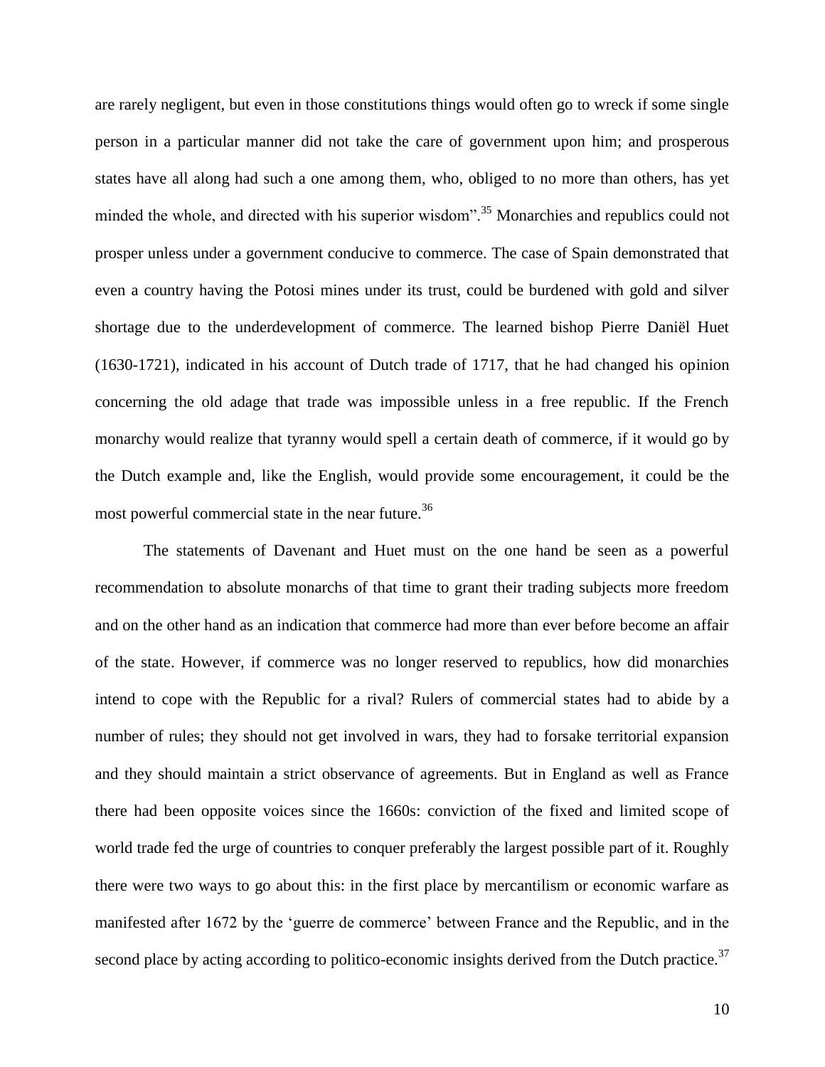are rarely negligent, but even in those constitutions things would often go to wreck if some single person in a particular manner did not take the care of government upon him; and prosperous states have all along had such a one among them, who, obliged to no more than others, has yet minded the whole, and directed with his superior wisdom".[35] Monarchies and republics could not prosper unless under a government conducive to commerce. The case of Spain demonstrated that even a country having the Potosi mines under its trust, could be burdened with gold and silver shortage due to the underdevelopment of commerce. The learned bishop Pierre Daniël Huet (1630-1721), indicated in his account of Dutch trade of 1717, that he had changed his opinion concerning the old adage that trade was impossible unless in a free republic. If the French monarchy would realize that tyranny would spell a certain death of commerce, if it would go by the Dutch example and, like the English, would provide some encouragement, it could be the most powerful commercial state in the near future.[36]

The statements of Davenant and Huet must on the one hand be seen as a powerful recommendation to absolute monarchs of that time to grant their trading subjects more freedom and on the other hand as an indication that commerce had more than ever before become an affair of the state. However, if commerce was no longer reserved to republics, how did monarchies intend to cope with the Republic for a rival? Rulers of commercial states had to abide by a number of rules; they should not get involved in wars, they had to forsake territorial expansion and they should maintain a strict observance of agreements. But in England as well as France there had been opposite voices since the 1660s: conviction of the fixed and limited scope of world trade fed the urge of countries to conquer preferably the largest possible part of it. Roughly there were two ways to go about this: in the first place by mercantilism or economic warfare as manifested after 1672 by the 'guerre de commerce' between France and the Republic, and in the second place by acting according to politico-economic insights derived from the Dutch practice.[37]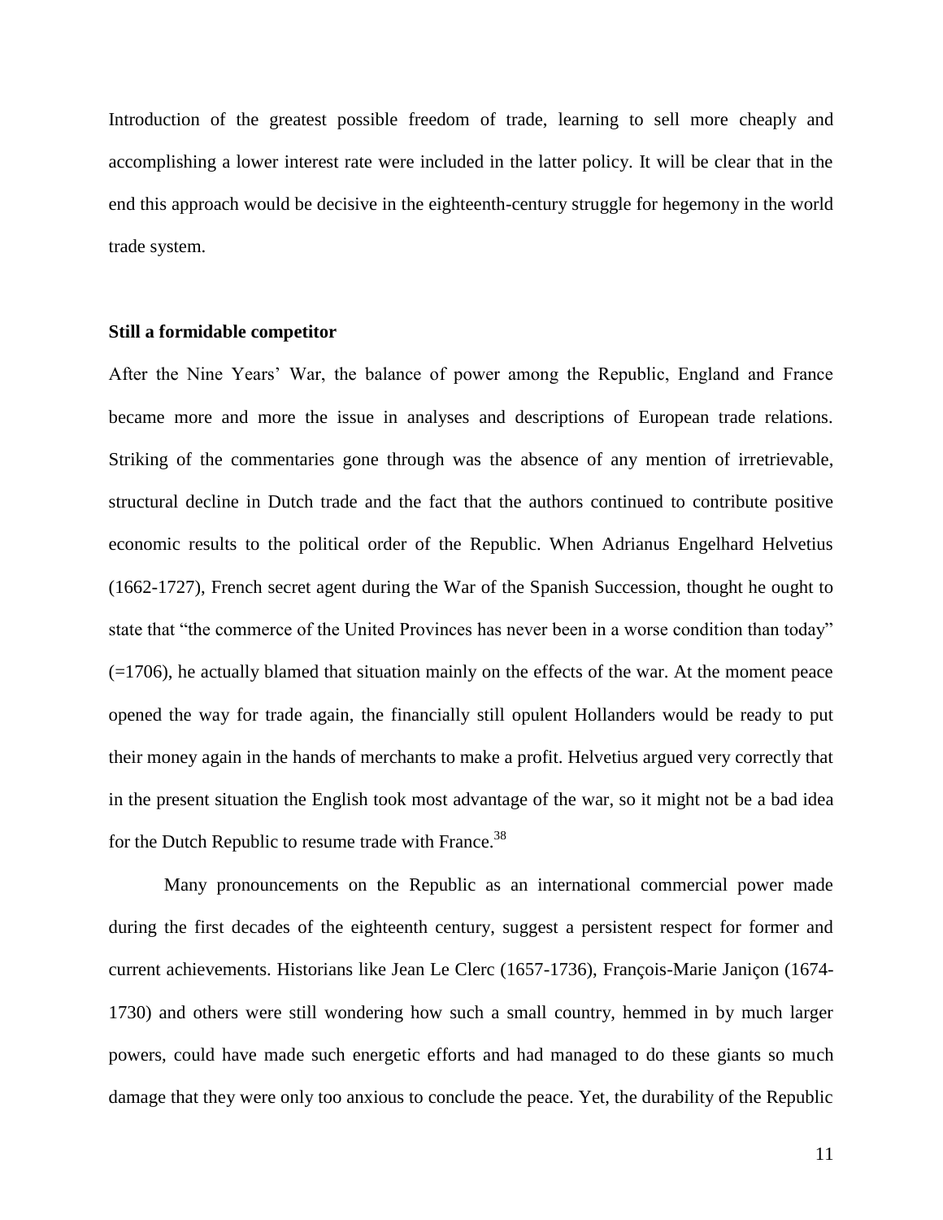Introduction of the greatest possible freedom of trade, learning to sell more cheaply and accomplishing a lower interest rate were included in the latter policy. It will be clear that in the end this approach would be decisive in the eighteenth-century struggle for hegemony in the world trade system.

**Still a formidable competitor**

After the Nine Years' War, the balance of power among the Republic, England and France became more and more the issue in analyses and descriptions of European trade relations. Striking of the commentaries gone through was the absence of any mention of irretrievable, structural decline in Dutch trade and the fact that the authors continued to contribute positive economic results to the political order of the Republic. When Adrianus Engelhard Helvetius (1662-1727), French secret agent during the War of the Spanish Succession, thought he ought to state that "the commerce of the United Provinces has never been in a worse condition than today" (=1706), he actually blamed that situation mainly on the effects of the war. At the moment peace opened the way for trade again, the financially still opulent Hollanders would be ready to put their money again in the hands of merchants to make a profit. Helvetius argued very correctly that in the present situation the English took most advantage of the war, so it might not be a bad idea for the Dutch Republic to resume trade with France.[38]

Many pronouncements on the Republic as an international commercial power made during the first decades of the eighteenth century, suggest a persistent respect for former and current achievements. Historians like Jean Le Clerc (1657-1736), François-Marie Janiçon (1674-1730) and others were still wondering how such a small country, hemmed in by much larger powers, could have made such energetic efforts and had managed to do these giants so much damage that they were only too anxious to conclude the peace. Yet, the durability of the Republic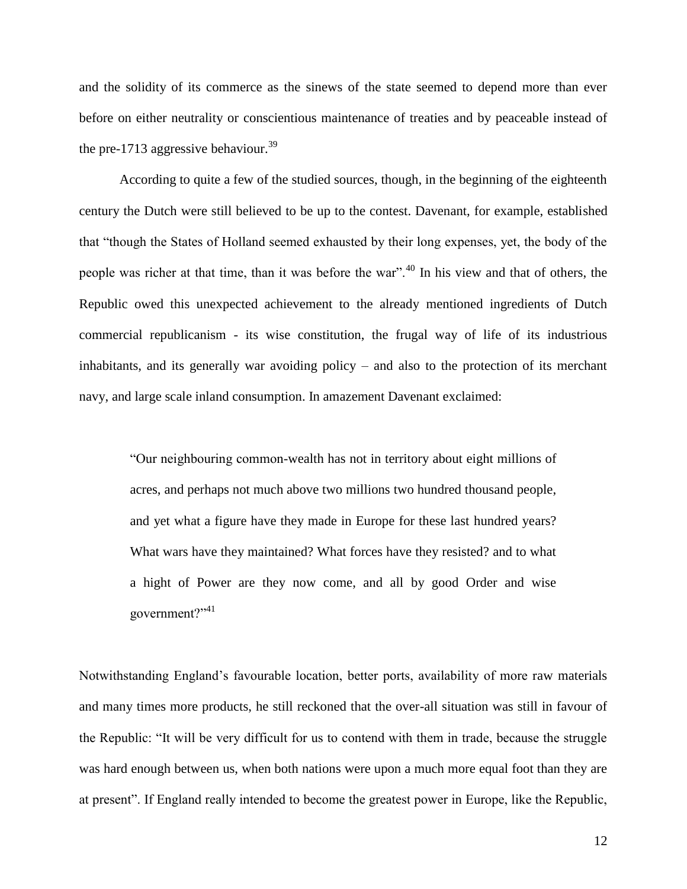and the solidity of its commerce as the sinews of the state seemed to depend more than ever before on either neutrality or conscientious maintenance of treaties and by peaceable instead of the pre-1713 aggressive behaviour.[39]

According to quite a few of the studied sources, though, in the beginning of the eighteenth century the Dutch were still believed to be up to the contest. Davenant, for example, established that "though the States of Holland seemed exhausted by their long expenses, yet, the body of the people was richer at that time, than it was before the war".[40] In his view and that of others, the Republic owed this unexpected achievement to the already mentioned ingredients of Dutch commercial republicanism - its wise constitution, the frugal way of life of its industrious inhabitants, and its generally war avoiding policy – and also to the protection of its merchant navy, and large scale inland consumption. In amazement Davenant exclaimed:

> "Our neighbouring common-wealth has not in territory about eight millions of acres, and perhaps not much above two millions two hundred thousand people, and yet what a figure have they made in Europe for these last hundred years? What wars have they maintained? What forces have they resisted? and to what a hight of Power are they now come, and all by good Order and wise government?"[41]

Notwithstanding England's favourable location, better ports, availability of more raw materials and many times more products, he still reckoned that the over-all situation was still in favour of the Republic: "It will be very difficult for us to contend with them in trade, because the struggle was hard enough between us, when both nations were upon a much more equal foot than they are at present". If England really intended to become the greatest power in Europe, like the Republic,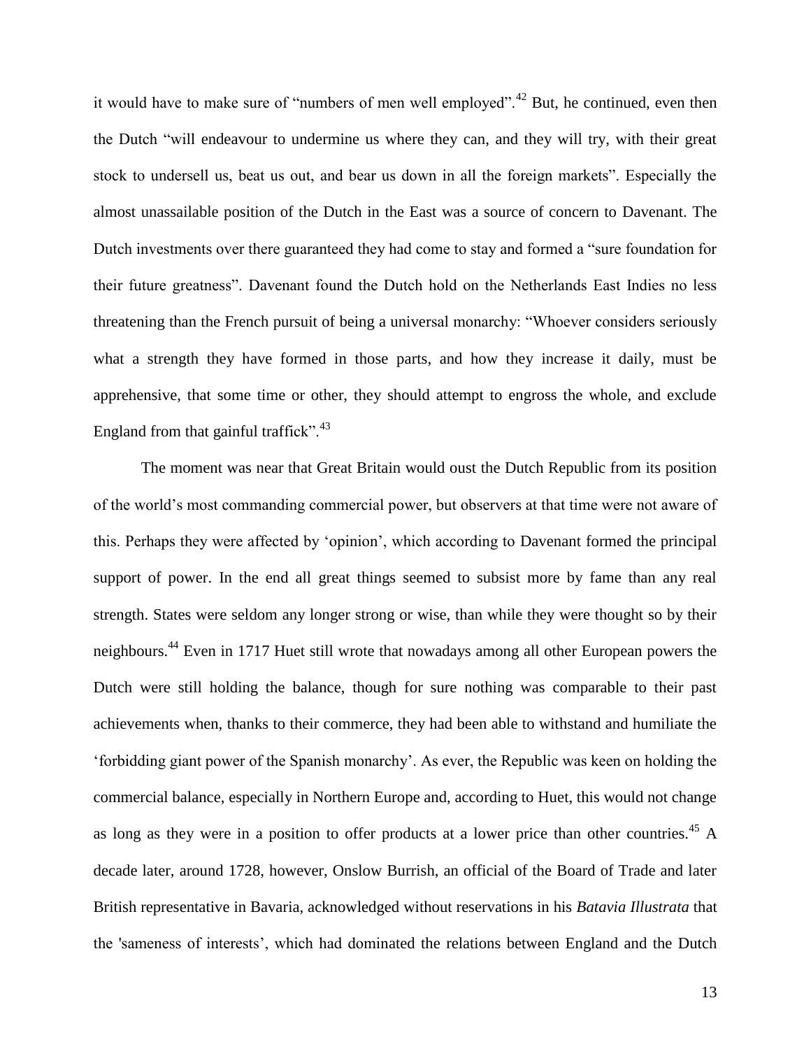it would have to make sure of “numbers of men well employed”.[42] But, he continued, even then the Dutch “will endeavour to undermine us where they can, and they will try, with their great stock to undersell us, beat us out, and bear us down in all the foreign markets”. Especially the almost unassailable position of the Dutch in the East was a source of concern to Davenant. The Dutch investments over there guaranteed they had come to stay and formed a “sure foundation for their future greatness”. Davenant found the Dutch hold on the Netherlands East Indies no less threatening than the French pursuit of being a universal monarchy: “Whoever considers seriously what a strength they have formed in those parts, and how they increase it daily, must be apprehensive, that some time or other, they should attempt to engross the whole, and exclude England from that gainful traffick”.[43]

The moment was near that Great Britain would oust the Dutch Republic from its position of the world’s most commanding commercial power, but observers at that time were not aware of this. Perhaps they were affected by ‘opinion’, which according to Davenant formed the principal support of power. In the end all great things seemed to subsist more by fame than any real strength. States were seldom any longer strong or wise, than while they were thought so by their neighbours.[44] Even in 1717 Huet still wrote that nowadays among all other European powers the Dutch were still holding the balance, though for sure nothing was comparable to their past achievements when, thanks to their commerce, they had been able to withstand and humiliate the ‘forbidding giant power of the Spanish monarchy’. As ever, the Republic was keen on holding the commercial balance, especially in Northern Europe and, according to Huet, this would not change as long as they were in a position to offer products at a lower price than other countries.[45] A decade later, around 1728, however, Onslow Burrish, an official of the Board of Trade and later British representative in Bavaria, acknowledged without reservations in his *Batavia Illustrata* that the 'sameness of interests’, which had dominated the relations between England and the Dutch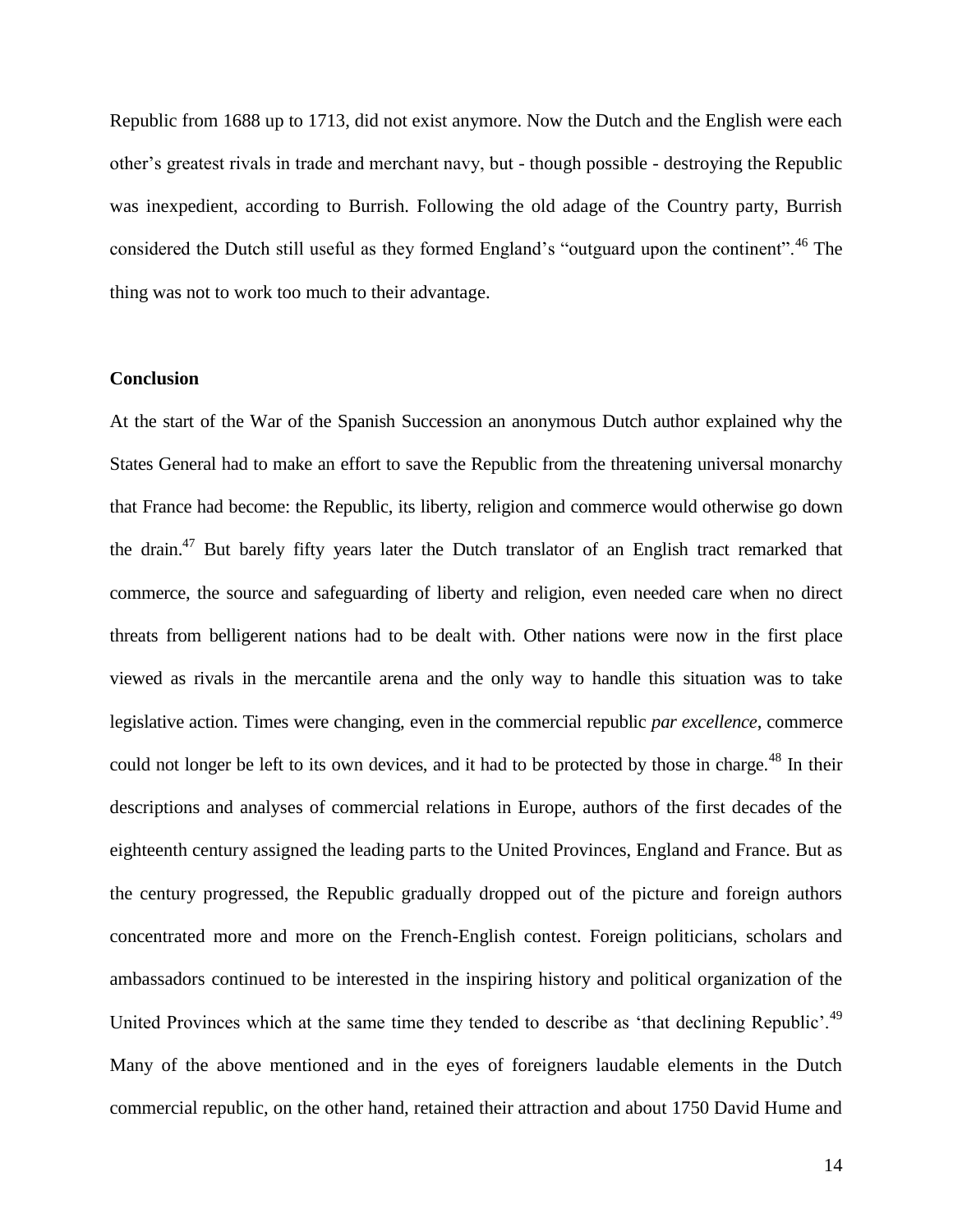Republic from 1688 up to 1713, did not exist anymore. Now the Dutch and the English were each other's greatest rivals in trade and merchant navy, but - though possible - destroying the Republic was inexpedient, according to Burrish. Following the old adage of the Country party, Burrish considered the Dutch still useful as they formed England's "outguard upon the continent".[46] The thing was not to work too much to their advantage.

## Conclusion

At the start of the War of the Spanish Succession an anonymous Dutch author explained why the States General had to make an effort to save the Republic from the threatening universal monarchy that France had become: the Republic, its liberty, religion and commerce would otherwise go down the drain.[47] But barely fifty years later the Dutch translator of an English tract remarked that commerce, the source and safeguarding of liberty and religion, even needed care when no direct threats from belligerent nations had to be dealt with. Other nations were now in the first place viewed as rivals in the mercantile arena and the only way to handle this situation was to take legislative action. Times were changing, even in the commercial republic *par excellence*, commerce could not longer be left to its own devices, and it had to be protected by those in charge.[48] In their descriptions and analyses of commercial relations in Europe, authors of the first decades of the eighteenth century assigned the leading parts to the United Provinces, England and France. But as the century progressed, the Republic gradually dropped out of the picture and foreign authors concentrated more and more on the French-English contest. Foreign politicians, scholars and ambassadors continued to be interested in the inspiring history and political organization of the United Provinces which at the same time they tended to describe as 'that declining Republic'.[49] Many of the above mentioned and in the eyes of foreigners laudable elements in the Dutch commercial republic, on the other hand, retained their attraction and about 1750 David Hume and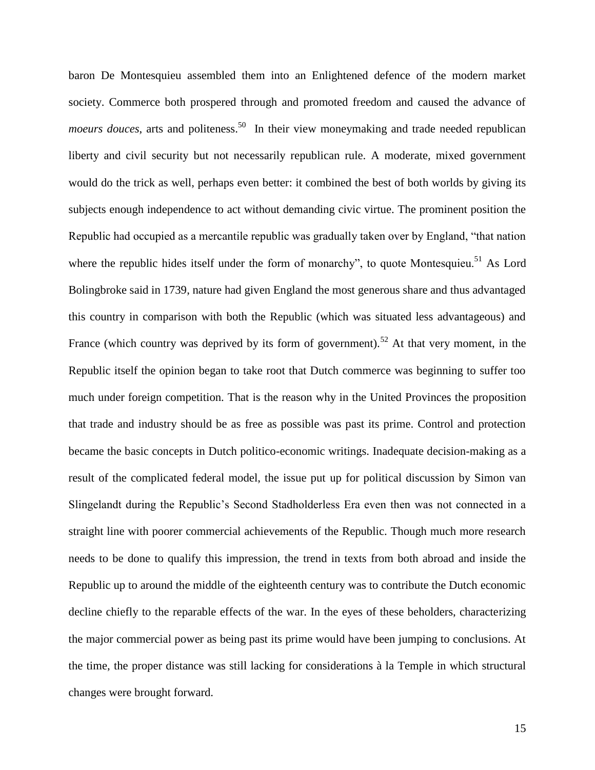baron De Montesquieu assembled them into an Enlightened defence of the modern market society. Commerce both prospered through and promoted freedom and caused the advance of *moeurs douces*, arts and politeness.[50] In their view moneymaking and trade needed republican liberty and civil security but not necessarily republican rule. A moderate, mixed government would do the trick as well, perhaps even better: it combined the best of both worlds by giving its subjects enough independence to act without demanding civic virtue. The prominent position the Republic had occupied as a mercantile republic was gradually taken over by England, "that nation where the republic hides itself under the form of monarchy", to quote Montesquieu.[51] As Lord Bolingbroke said in 1739, nature had given England the most generous share and thus advantaged this country in comparison with both the Republic (which was situated less advantageous) and France (which country was deprived by its form of government).[52] At that very moment, in the Republic itself the opinion began to take root that Dutch commerce was beginning to suffer too much under foreign competition. That is the reason why in the United Provinces the proposition that trade and industry should be as free as possible was past its prime. Control and protection became the basic concepts in Dutch politico-economic writings. Inadequate decision-making as a result of the complicated federal model, the issue put up for political discussion by Simon van Slingelandt during the Republic's Second Stadholderless Era even then was not connected in a straight line with poorer commercial achievements of the Republic. Though much more research needs to be done to qualify this impression, the trend in texts from both abroad and inside the Republic up to around the middle of the eighteenth century was to contribute the Dutch economic decline chiefly to the reparable effects of the war. In the eyes of these beholders, characterizing the major commercial power as being past its prime would have been jumping to conclusions. At the time, the proper distance was still lacking for considerations à la Temple in which structural changes were brought forward.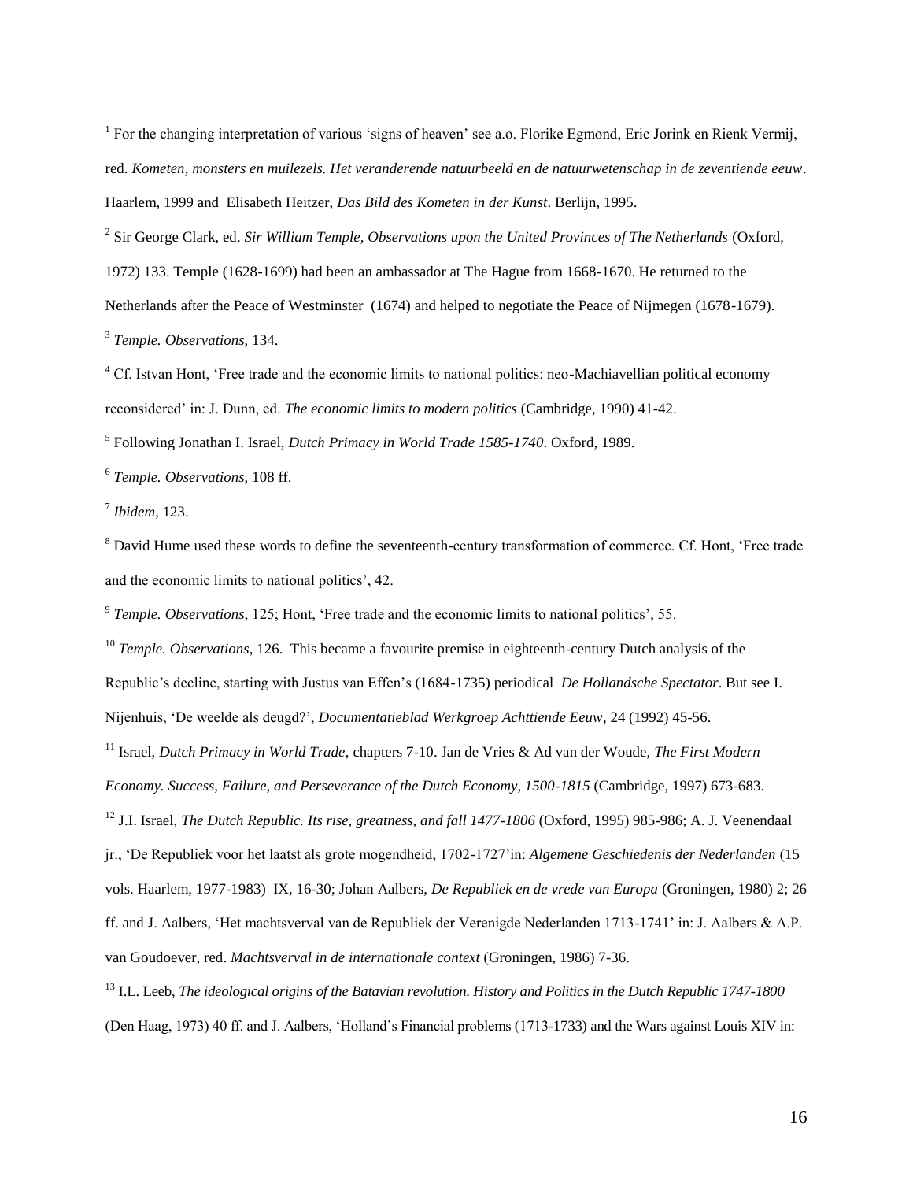[1] For the changing interpretation of various 'signs of heaven' see a.o. Florike Egmond, Eric Jorink en Rienk Vermij, red. *Kometen, monsters en muilezels. Het veranderende natuurbeeld en de natuurwetenschap in de zeventiende eeuw*. Haarlem, 1999 and Elisabeth Heitzer, *Das Bild des Kometen in der Kunst*. Berlijn, 1995.

[2] Sir George Clark, ed. *Sir William Temple, Observations upon the United Provinces of The Netherlands* (Oxford, 1972) 133. Temple (1628-1699) had been an ambassador at The Hague from 1668-1670. He returned to the Netherlands after the Peace of Westminster (1674) and helped to negotiate the Peace of Nijmegen (1678-1679).

[3] *Temple. Observations*, 134.

[4] Cf. Istvan Hont, 'Free trade and the economic limits to national politics: neo-Machiavellian political economy reconsidered' in: J. Dunn, ed. *The economic limits to modern politics* (Cambridge, 1990) 41-42.

[5] Following Jonathan I. Israel, *Dutch Primacy in World Trade 1585-1740*. Oxford, 1989.

[6] *Temple. Observations*, 108 ff.

[7] *Ibidem*, 123.

[8] David Hume used these words to define the seventeenth-century transformation of commerce. Cf. Hont, 'Free trade and the economic limits to national politics', 42.

[9] *Temple. Observations*, 125; Hont, 'Free trade and the economic limits to national politics', 55.

[10] *Temple. Observations*, 126. This became a favourite premise in eighteenth-century Dutch analysis of the Republic's decline, starting with Justus van Effen's (1684-1735) periodical *De Hollandsche Spectator*. But see I. Nijenhuis, 'De weelde als deugd?', *Documentatieblad Werkgroep Achttiende Eeuw*, 24 (1992) 45-56.

[11] Israel, *Dutch Primacy in World Trade*, chapters 7-10. Jan de Vries & Ad van der Woude, *The First Modern Economy. Success, Failure, and Perseverance of the Dutch Economy, 1500-1815* (Cambridge, 1997) 673-683.

[12] J.I. Israel, *The Dutch Republic. Its rise, greatness, and fall 1477-1806* (Oxford, 1995) 985-986; A. J. Veenendaal jr., 'De Republiek voor het laatst als grote mogendheid, 1702-1727'in: *Algemene Geschiedenis der Nederlanden* (15 vols. Haarlem, 1977-1983) IX, 16-30; Johan Aalbers, *De Republiek en de vrede van Europa* (Groningen, 1980) 2; 26 ff. and J. Aalbers, 'Het machtsverval van de Republiek der Verenigde Nederlanden 1713-1741' in: J. Aalbers & A.P. van Goudoever, red. *Machtsverval in de internationale context* (Groningen, 1986) 7-36.

[13] I.L. Leeb, *The ideological origins of the Batavian revolution. History and Politics in the Dutch Republic 1747-1800* (Den Haag, 1973) 40 ff. and J. Aalbers, 'Holland's Financial problems (1713-1733) and the Wars against Louis XIV in: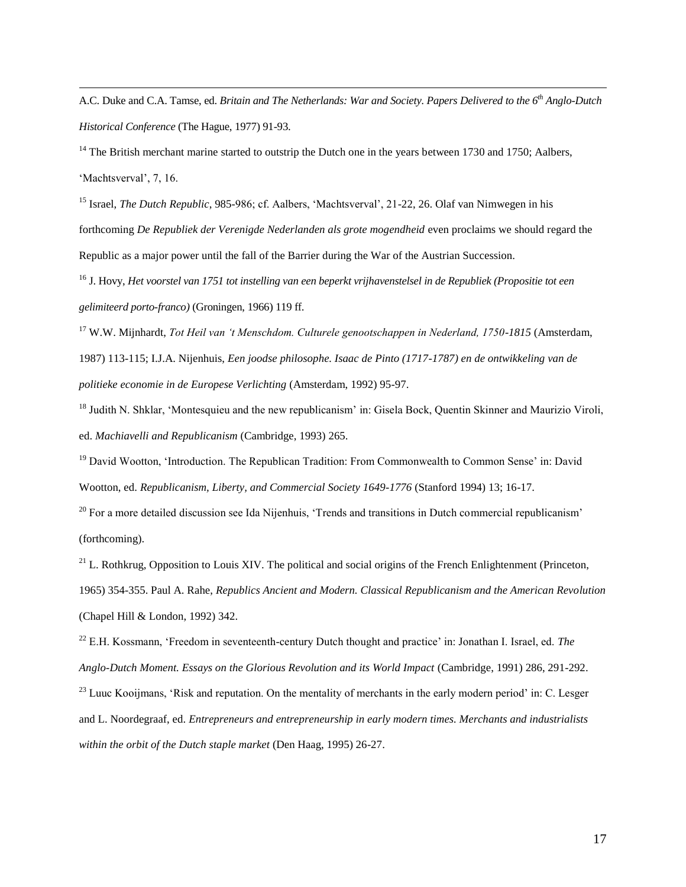A.C. Duke and C.A. Tamse, ed. *Britain and The Netherlands: War and Society. Papers Delivered to the 6th Anglo-Dutch Historical Conference* (The Hague, 1977) 91-93.

[14] The British merchant marine started to outstrip the Dutch one in the years between 1730 and 1750; Aalbers, 'Machtsverval', 7, 16.

[15] Israel, *The Dutch Republic*, 985-986; cf. Aalbers, 'Machtsverval', 21-22, 26. Olaf van Nimwegen in his forthcoming *De Republiek der Verenigde Nederlanden als grote mogendheid* even proclaims we should regard the Republic as a major power until the fall of the Barrier during the War of the Austrian Succession.

[16] J. Hovy, *Het voorstel van 1751 tot instelling van een beperkt vrijhavenstelsel in de Republiek (Propositie tot een gelimiteerd porto-franco)* (Groningen, 1966) 119 ff.

[17] W.W. Mijnhardt, *Tot Heil van 't Menschdom. Culturele genootschappen in Nederland, 1750-1815* (Amsterdam, 1987) 113-115; I.J.A. Nijenhuis, *Een joodse philosophe. Isaac de Pinto (1717-1787) en de ontwikkeling van de politieke economie in de Europese Verlichting* (Amsterdam, 1992) 95-97.

[18] Judith N. Shklar, 'Montesquieu and the new republicanism' in: Gisela Bock, Quentin Skinner and Maurizio Viroli, ed. *Machiavelli and Republicanism* (Cambridge, 1993) 265.

[19] David Wootton, 'Introduction. The Republican Tradition: From Commonwealth to Common Sense' in: David Wootton, ed. *Republicanism, Liberty, and Commercial Society 1649-1776* (Stanford 1994) 13; 16-17.

[20] For a more detailed discussion see Ida Nijenhuis, 'Trends and transitions in Dutch commercial republicanism' (forthcoming).

[21] L. Rothkrug, Opposition to Louis XIV. The political and social origins of the French Enlightenment (Princeton, 1965) 354-355. Paul A. Rahe, *Republics Ancient and Modern. Classical Republicanism and the American Revolution* (Chapel Hill & London, 1992) 342.

[22] E.H. Kossmann, 'Freedom in seventeenth-century Dutch thought and practice' in: Jonathan I. Israel, ed. *The Anglo-Dutch Moment. Essays on the Glorious Revolution and its World Impact* (Cambridge, 1991) 286, 291-292.

[23] Luuc Kooijmans, 'Risk and reputation. On the mentality of merchants in the early modern period' in: C. Lesger and L. Noordegraaf, ed. *Entrepreneurs and entrepreneurship in early modern times. Merchants and industrialists within the orbit of the Dutch staple market* (Den Haag, 1995) 26-27.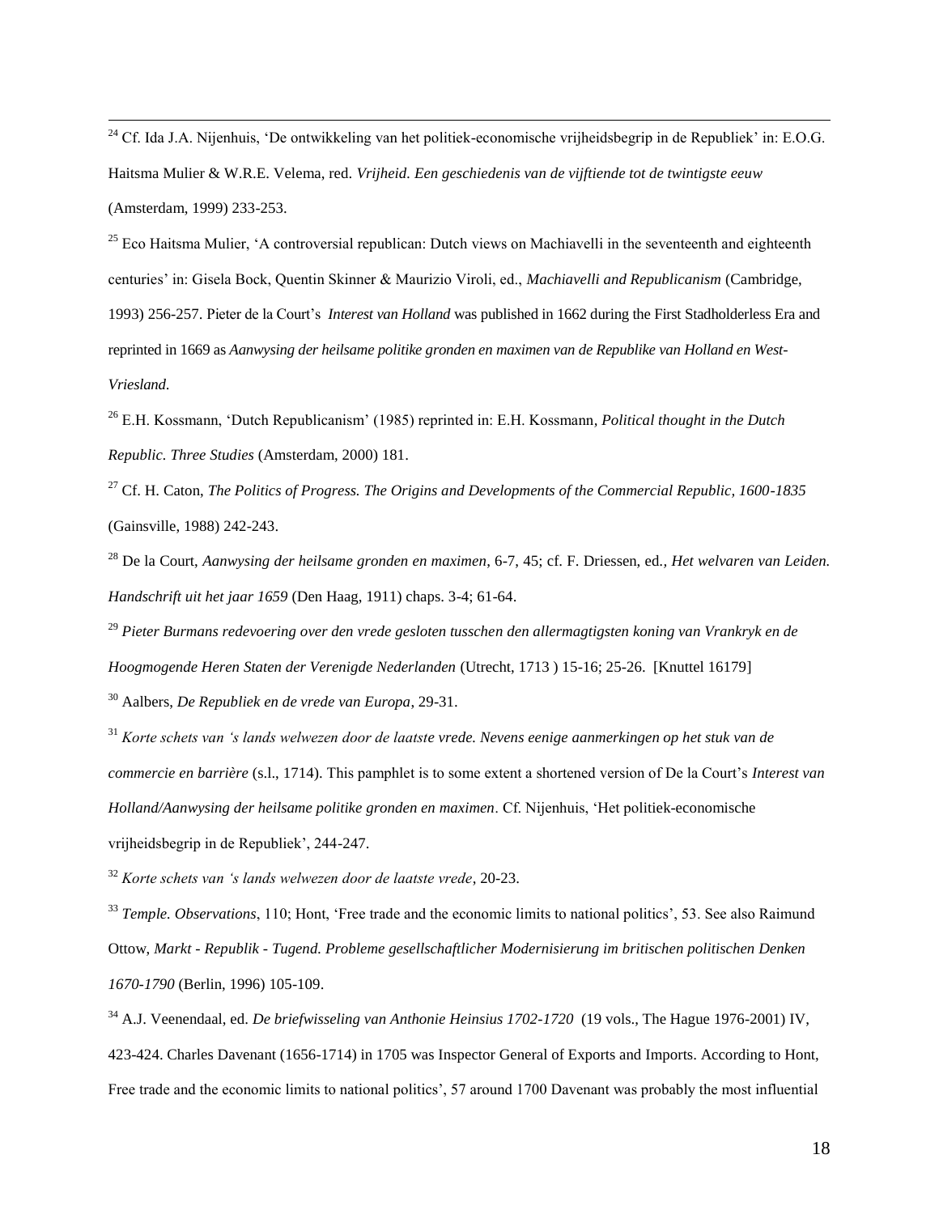[24] Cf. Ida J.A. Nijenhuis, 'De ontwikkeling van het politiek-economische vrijheidsbegrip in de Republiek' in: E.O.G. Haitsma Mulier & W.R.E. Velema, red. *Vrijheid. Een geschiedenis van de vijftiende tot de twintigste eeuw* (Amsterdam, 1999) 233-253.

[25] Eco Haitsma Mulier, 'A controversial republican: Dutch views on Machiavelli in the seventeenth and eighteenth centuries' in: Gisela Bock, Quentin Skinner & Maurizio Viroli, ed., *Machiavelli and Republicanism* (Cambridge, 1993) 256-257. Pieter de la Court's *Interest van Holland* was published in 1662 during the First Stadholderless Era and reprinted in 1669 as *Aanwysing der heilsame politike gronden en maximen van de Republike van Holland en West-Vriesland.*

[26] E.H. Kossmann, 'Dutch Republicanism' (1985) reprinted in: E.H. Kossmann, *Political thought in the Dutch Republic. Three Studies* (Amsterdam, 2000) 181.

[27] Cf. H. Caton, *The Politics of Progress. The Origins and Developments of the Commercial Republic, 1600-1835* (Gainsville, 1988) 242-243.

[28] De la Court, *Aanwysing der heilsame gronden en maximen*, 6-7, 45; cf. F. Driessen, ed., *Het welvaren van Leiden. Handschrift uit het jaar 1659* (Den Haag, 1911) chaps. 3-4; 61-64.

[29] *Pieter Burmans redevoering over den vrede gesloten tusschen den allermagtigsten koning van Vrankryk en de Hoogmogende Heren Staten der Verenigde Nederlanden* (Utrecht, 1713 ) 15-16; 25-26. [Knuttel 16179]

[30] Aalbers, *De Republiek en de vrede van Europa*, 29-31.

[31] *Korte schets van 's lands welwezen door de laatste vrede. Nevens eenige aanmerkingen op het stuk van de commercie en barrière* (s.l., 1714). This pamphlet is to some extent a shortened version of De la Court's *Interest van Holland/Aanwysing der heilsame politike gronden en maximen*. Cf. Nijenhuis, 'Het politiek-economische vrijheidsbegrip in de Republiek', 244-247.

[32] *Korte schets van 's lands welwezen door de laatste vrede*, 20-23.

[33] *Temple. Observations*, 110; Hont, 'Free trade and the economic limits to national politics', 53. See also Raimund Ottow, *Markt - Republik - Tugend. Probleme gesellschaftlicher Modernisierung im britischen politischen Denken 1670-1790* (Berlin, 1996) 105-109.

[34] A.J. Veenendaal, ed. *De briefwisseling van Anthonie Heinsius 1702-1720* (19 vols., The Hague 1976-2001) IV, 423-424. Charles Davenant (1656-1714) in 1705 was Inspector General of Exports and Imports. According to Hont, Free trade and the economic limits to national politics', 57 around 1700 Davenant was probably the most influential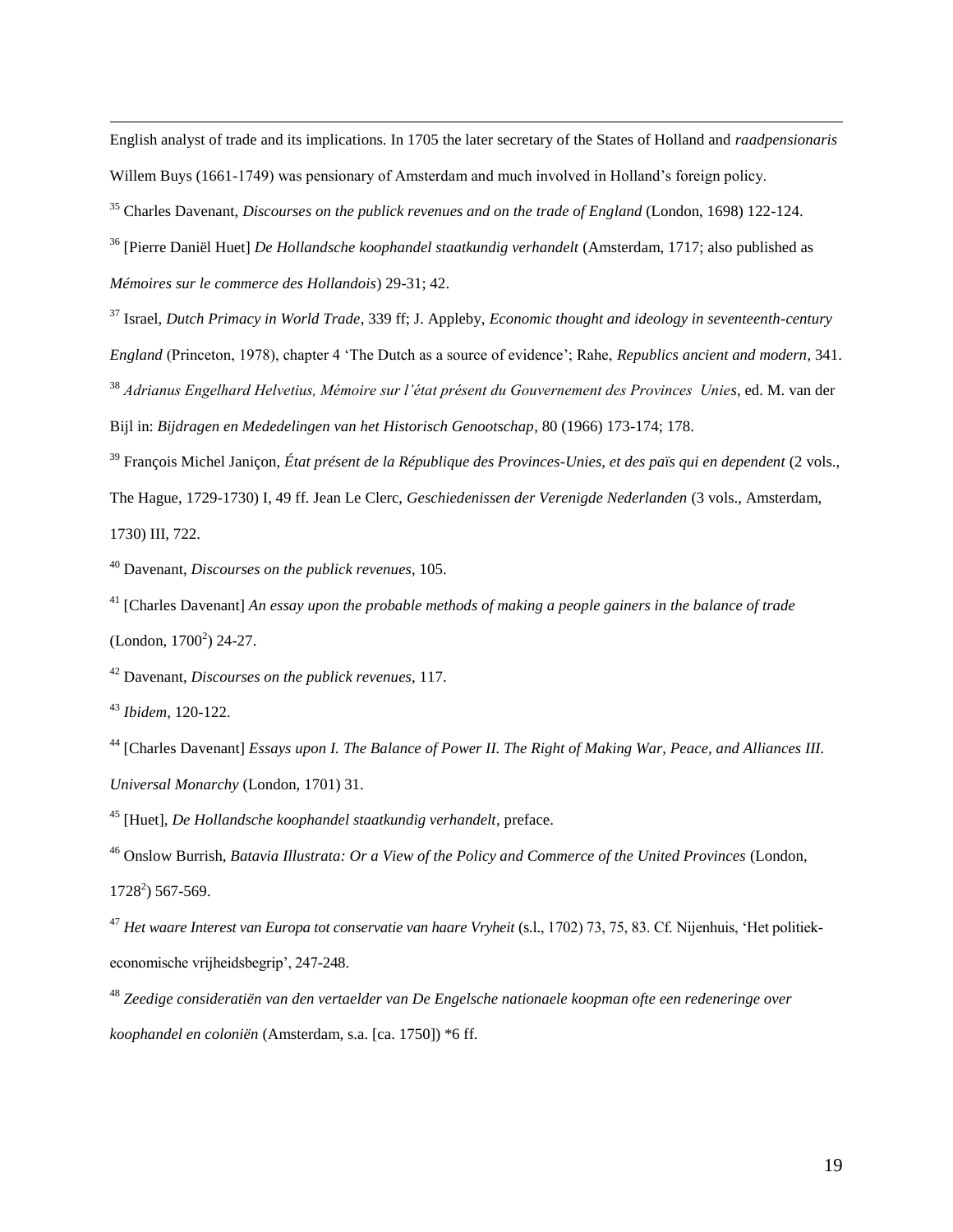English analyst of trade and its implications. In 1705 the later secretary of the States of Holland and *raadpensionaris* Willem Buys (1661-1749) was pensionary of Amsterdam and much involved in Holland's foreign policy.

[35] Charles Davenant, *Discourses on the publick revenues and on the trade of England* (London, 1698) 122-124.

[36] [Pierre Daniël Huet] *De Hollandsche koophandel staatkundig verhandelt* (Amsterdam, 1717; also published as *Mémoires sur le commerce des Hollandois*) 29-31; 42.

[37] Israel, *Dutch Primacy in World Trade*, 339 ff; J. Appleby, *Economic thought and ideology in seventeenth-century England* (Princeton, 1978), chapter 4 'The Dutch as a source of evidence'; Rahe, *Republics ancient and modern*, 341.

[38] *Adrianus Engelhard Helvetius, Mémoire sur l'état présent du Gouvernement des Provinces Unies*, ed. M. van der Bijl in: *Bijdragen en Mededelingen van het Historisch Genootschap*, 80 (1966) 173-174; 178.

[39] François Michel Janiçon, *État présent de la République des Provinces-Unies, et des païs qui en dependent* (2 vols., The Hague, 1729-1730) I, 49 ff. Jean Le Clerc, *Geschiedenissen der Verenigde Nederlanden* (3 vols., Amsterdam, 1730) III, 722.

[40] Davenant, *Discourses on the publick revenues*, 105.

[41] [Charles Davenant] *An essay upon the probable methods of making a people gainers in the balance of trade* (London, 1700[2]) 24-27.

[42] Davenant, *Discourses on the publick revenues*, 117.

[43] *Ibidem*, 120-122.

[44] [Charles Davenant] *Essays upon I. The Balance of Power II. The Right of Making War, Peace, and Alliances III. Universal Monarchy* (London, 1701) 31.

[45] [Huet], *De Hollandsche koophandel staatkundig verhandelt*, preface.

[46] Onslow Burrish, *Batavia Illustrata: Or a View of the Policy and Commerce of the United Provinces* (London, 1728[2]) 567-569.

[47] *Het waare Interest van Europa tot conservatie van haare Vryheit* (s.l., 1702) 73, 75, 83. Cf. Nijenhuis, 'Het politiek-economische vrijheidsbegrip', 247-248.

[48] *Zeedige consideratiën van den vertaelder van De Engelsche nationaele koopman ofte een redeneringe over koophandel en coloniën* (Amsterdam, s.a. [ca. 1750]) *6 ff.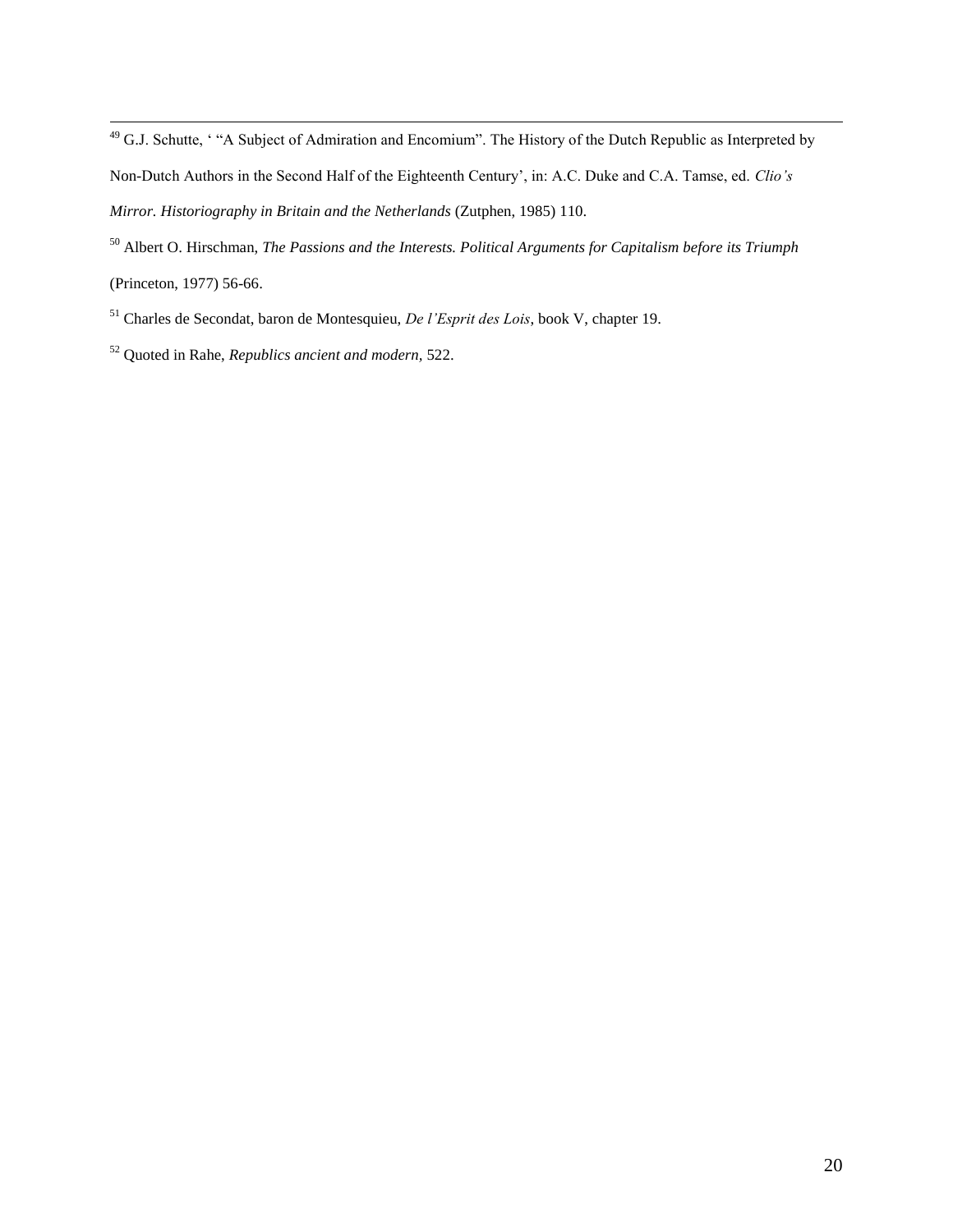[49] G.J. Schutte, ' "A Subject of Admiration and Encomium". The History of the Dutch Republic as Interpreted by Non-Dutch Authors in the Second Half of the Eighteenth Century', in: A.C. Duke and C.A. Tamse, ed. *Clio's Mirror. Historiography in Britain and the Netherlands* (Zutphen, 1985) 110.

[50] Albert O. Hirschman, *The Passions and the Interests. Political Arguments for Capitalism before its Triumph* (Princeton, 1977) 56-66.

[51] Charles de Secondat, baron de Montesquieu, *De l'Esprit des Lois*, book V, chapter 19.

[52] Quoted in Rahe, *Republics ancient and modern,* 522.